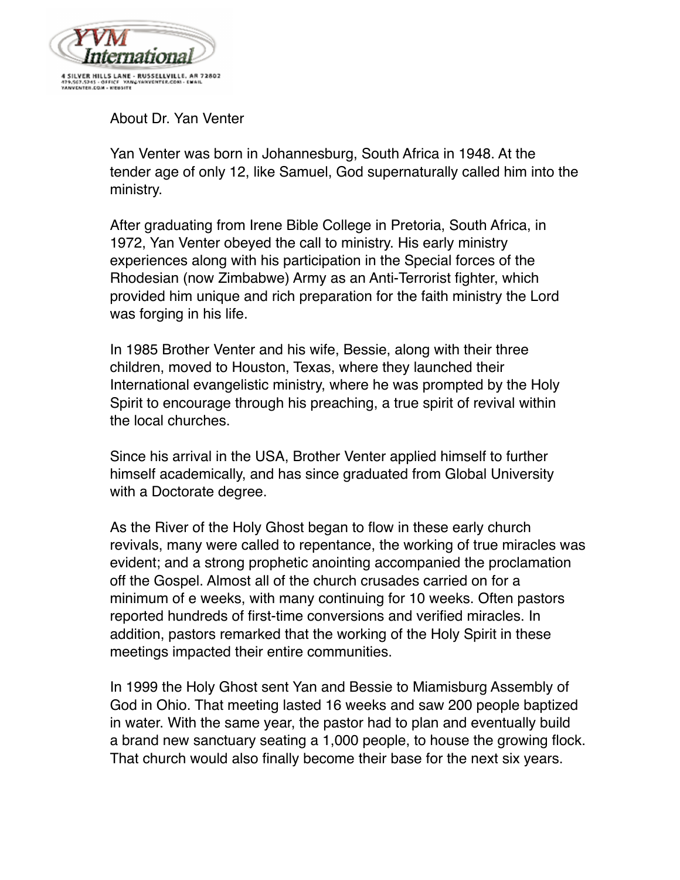YVM International

4 SILVER HILLS LANE - RUSSELLVILLE, AR 72802
479.567.5245 - OFFICE YAN@YANVENTER.COM - EMAIL
YANVENTER.COM - WEBSITE

About Dr. Yan Venter

Yan Venter was born in Johannesburg, South Africa in 1948. At the tender age of only 12, like Samuel, God supernaturally called him into the ministry.

After graduating from Irene Bible College in Pretoria, South Africa, in 1972, Yan Venter obeyed the call to ministry. His early ministry experiences along with his participation in the Special forces of the Rhodesian (now Zimbabwe) Army as an Anti-Terrorist fighter, which provided him unique and rich preparation for the faith ministry the Lord was forging in his life.

In 1985 Brother Venter and his wife, Bessie, along with their three children, moved to Houston, Texas, where they launched their International evangelistic ministry, where he was prompted by the Holy Spirit to encourage through his preaching, a true spirit of revival within the local churches.

Since his arrival in the USA, Brother Venter applied himself to further himself academically, and has since graduated from Global University with a Doctorate degree.

As the River of the Holy Ghost began to flow in these early church revivals, many were called to repentance, the working of true miracles was evident; and a strong prophetic anointing accompanied the proclamation off the Gospel. Almost all of the church crusades carried on for a minimum of e weeks, with many continuing for 10 weeks. Often pastors reported hundreds of first-time conversions and verified miracles. In addition, pastors remarked that the working of the Holy Spirit in these meetings impacted their entire communities.

In 1999 the Holy Ghost sent Yan and Bessie to Miamisburg Assembly of God in Ohio. That meeting lasted 16 weeks and saw 200 people baptized in water. With the same year, the pastor had to plan and eventually build a brand new sanctuary seating a 1,000 people, to house the growing flock. That church would also finally become their base for the next six years.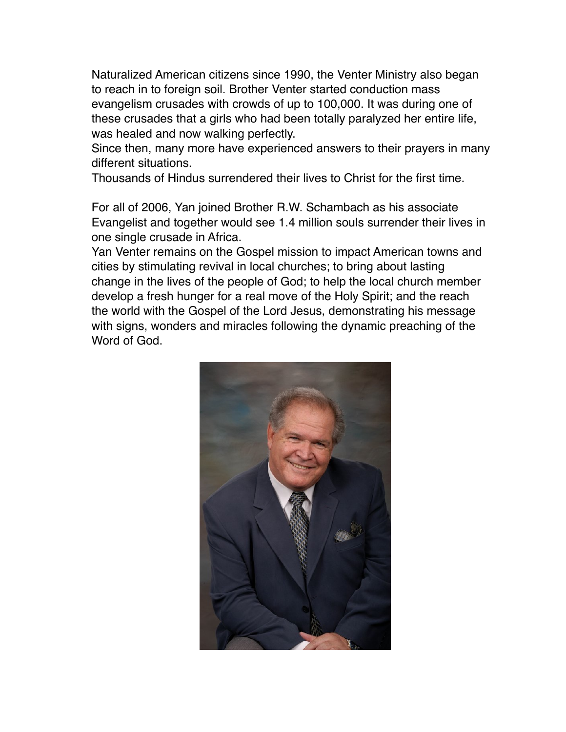Naturalized American citizens since 1990, the Venter Ministry also began to reach in to foreign soil. Brother Venter started conduction mass evangelism crusades with crowds of up to 100,000. It was during one of these crusades that a girls who had been totally paralyzed her entire life, was healed and now walking perfectly.
Since then, many more have experienced answers to their prayers in many different situations.
Thousands of Hindus surrendered their lives to Christ for the first time.

For all of 2006, Yan joined Brother R.W. Schambach as his associate Evangelist and together would see 1.4 million souls surrender their lives in one single crusade in Africa.
Yan Venter remains on the Gospel mission to impact American towns and cities by stimulating revival in local churches; to bring about lasting change in the lives of the people of God; to help the local church member develop a fresh hunger for a real move of the Holy Spirit; and the reach the world with the Gospel of the Lord Jesus, demonstrating his message with signs, wonders and miracles following the dynamic preaching of the Word of God.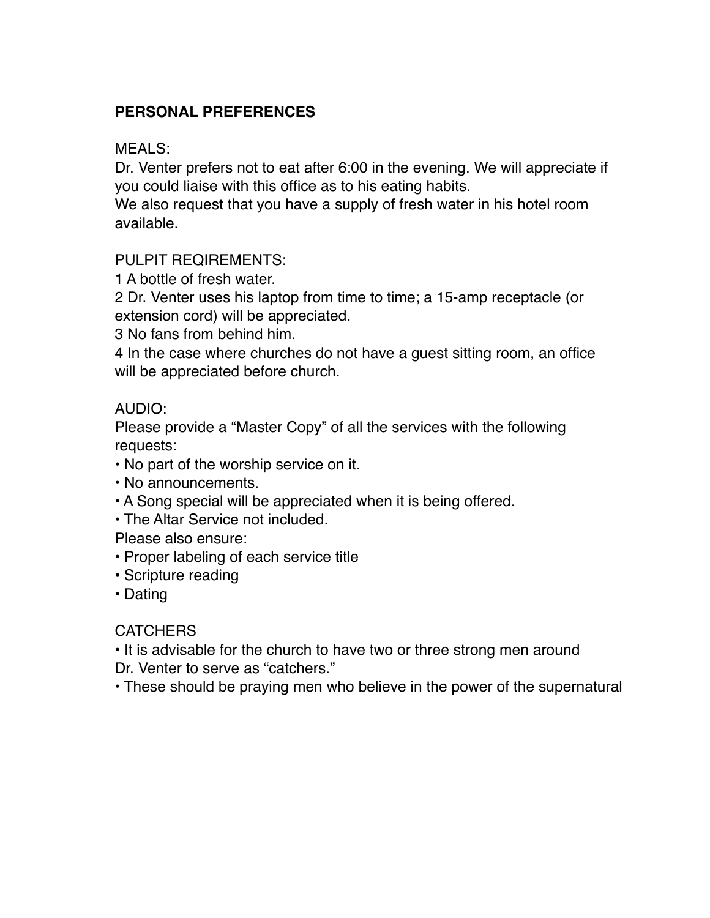**PERSONAL PREFERENCES**

MEALS:
Dr. Venter prefers not to eat after 6:00 in the evening. We will appreciate if you could liaise with this office as to his eating habits.
We also request that you have a supply of fresh water in his hotel room available.

PULPIT REQIREMENTS:
1 A bottle of fresh water.
2 Dr. Venter uses his laptop from time to time; a 15-amp receptacle (or extension cord) will be appreciated.
3 No fans from behind him.
4 In the case where churches do not have a guest sitting room, an office will be appreciated before church.

AUDIO:
Please provide a “Master Copy” of all the services with the following requests:
- No part of the worship service on it.
- No announcements.
- A Song special will be appreciated when it is being offered.
- The Altar Service not included.

Please also ensure:
- Proper labeling of each service title
- Scripture reading
- Dating

CATCHERS
- It is advisable for the church to have two or three strong men around Dr. Venter to serve as “catchers.”
- These should be praying men who believe in the power of the supernatural